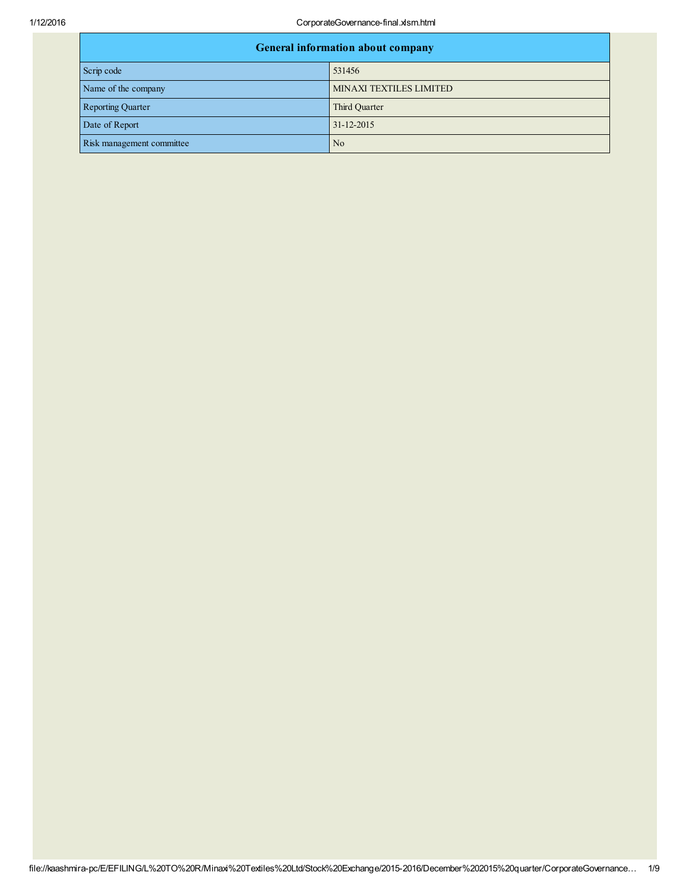| General information about company | |
|---|---|
| Scrip code | 531456 |
| Name of the company | MINAXI TEXTILES LIMITED |
| Reporting Quarter | Third Quarter |
| Date of Report | 31-12-2015 |
| Risk management committee | No |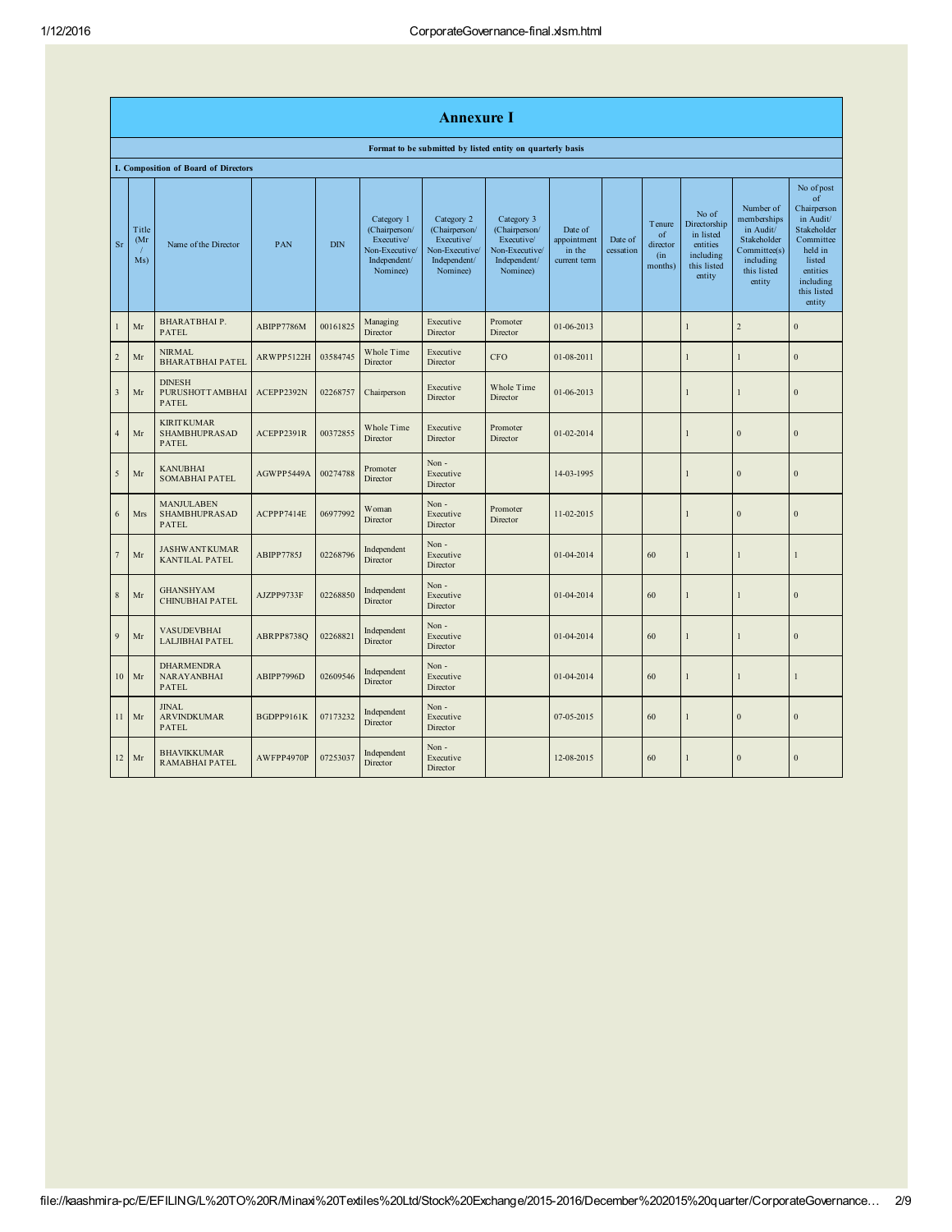# Annexure I

**Format to be submitted by listed entity on quarterly basis**

**I. Composition of Board of Directors**

| Sr | Title (Mr / Ms) | Name of the Director | PAN | DIN | Category 1 (Chairperson/ Executive/ Non-Executive/ Independent/ Nominee) | Category 2 (Chairperson/ Executive/ Non-Executive/ Independent/ Nominee) | Category 3 (Chairperson/ Executive/ Non-Executive/ Independent/ Nominee) | Date of appointment in the current term | Date of cessation | Tenure of director (in months) | No of Directorship in listed entities including this listed entity | Number of memberships in Audit/ Stakeholder Committee(s) including this listed entity | No of post of Chairperson in Audit/ Stakeholder Committee held in listed entities including this listed entity |
|---|---|---|---|---|---|---|---|---|---|---|---|---|---|
| 1 | Mr | BHARATBHAI P. PATEL | ABIPP7786M | 00161825 | Managing Director | Executive Director | Promoter Director | 01-06-2013 | | | 1 | 2 | 0 |
| 2 | Mr | NIRMAL BHARATBHAI PATEL | ARWPP5122H | 03584745 | Whole Time Director | Executive Director | CFO | 01-08-2011 | | | 1 | 1 | 0 |
| 3 | Mr | DINESH PURUSHOTTAMBHAI PATEL | ACEPP2392N | 02268757 | Chairperson | Executive Director | Whole Time Director | 01-06-2013 | | | 1 | 1 | 0 |
| 4 | Mr | KIRITKUMAR SHAMBHUPRASAD PATEL | ACEPP2391R | 00372855 | Whole Time Director | Executive Director | Promoter Director | 01-02-2014 | | | 1 | 0 | 0 |
| 5 | Mr | KANUBHAI SOMABHAI PATEL | AGWPP5449A | 00274788 | Promoter Director | Non - Executive Director | | 14-03-1995 | | | 1 | 0 | 0 |
| 6 | Mrs | MANJULABEN SHAMBHUPRASAD PATEL | ACPPP7414E | 06977992 | Woman Director | Non - Executive Director | Promoter Director | 11-02-2015 | | | 1 | 0 | 0 |
| 7 | Mr | JASHWANTKUMAR KANTILAL PATEL | ABIPP7785J | 02268796 | Independent Director | Non - Executive Director | | 01-04-2014 | | 60 | 1 | 1 | 1 |
| 8 | Mr | GHANSHYAM CHINUBHAI PATEL | AJZPP9733F | 02268850 | Independent Director | Non - Executive Director | | 01-04-2014 | | 60 | 1 | 1 | 0 |
| 9 | Mr | VASUDEVBHAI LALJIBHAI PATEL | ABRPP8738Q | 02268821 | Independent Director | Non - Executive Director | | 01-04-2014 | | 60 | 1 | 1 | 0 |
| 10 | Mr | DHARMENDRA NARAYANBHAI PATEL | ABIPP7996D | 02609546 | Independent Director | Non - Executive Director | | 01-04-2014 | | 60 | 1 | 1 | 1 |
| 11 | Mr | JINAL ARVINDKUMAR PATEL | BGDPP9161K | 07173232 | Independent Director | Non - Executive Director | | 07-05-2015 | | 60 | 1 | 0 | 0 |
| 12 | Mr | BHAVIKKUMAR RAMABHAI PATEL | AWFPP4970P | 07253037 | Independent Director | Non - Executive Director | | 12-08-2015 | | 60 | 1 | 0 | 0 |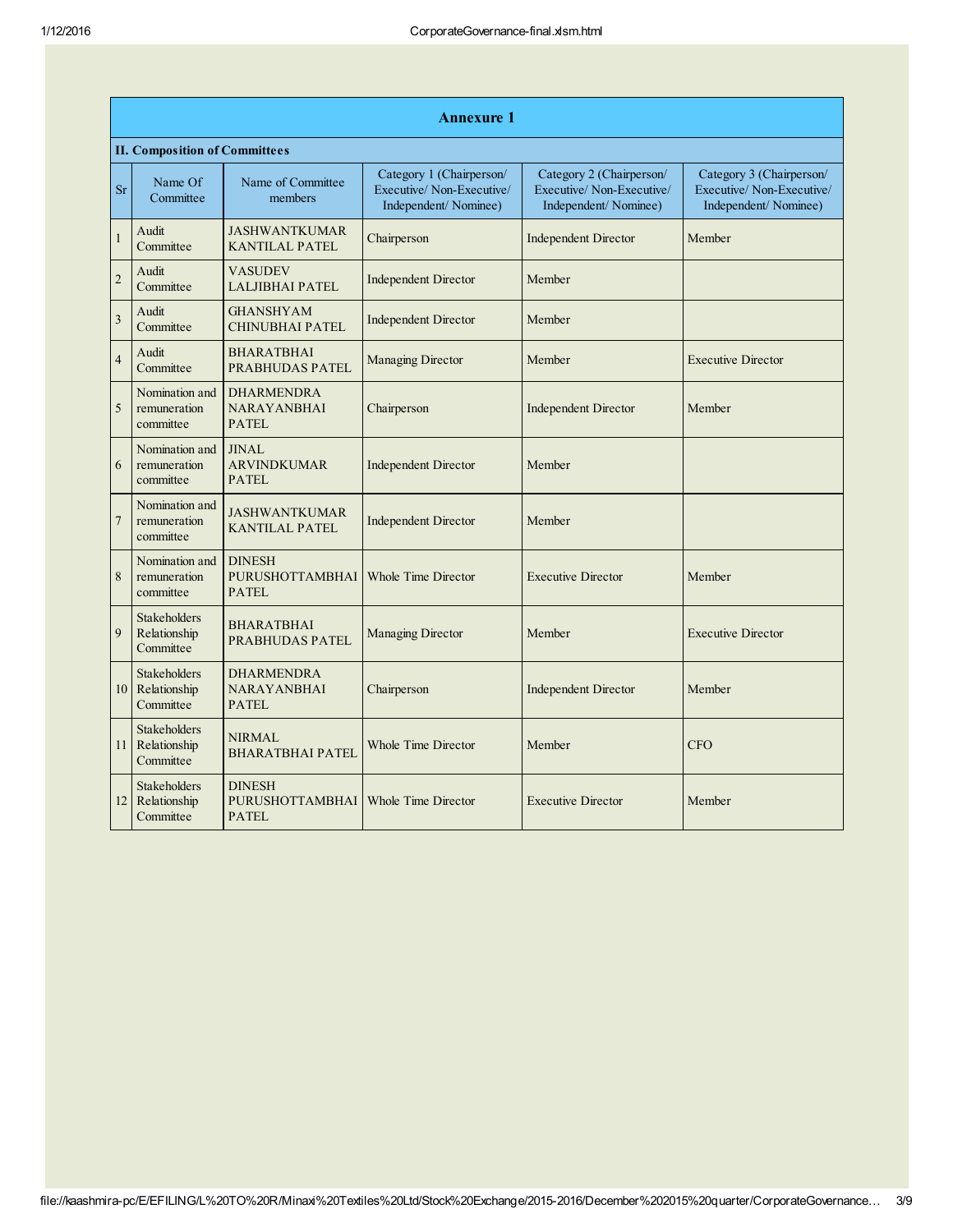## Annexure 1

### II. Composition of Committees

| Sr | Name Of Committee | Name of Committee members | Category 1 (Chairperson/ Executive/ Non-Executive/ Independent/ Nominee) | Category 2 (Chairperson/ Executive/ Non-Executive/ Independent/ Nominee) | Category 3 (Chairperson/ Executive/ Non-Executive/ Independent/ Nominee) |
|---|---|---|---|---|---|
| 1 | Audit Committee | JASHWANTKUMAR KANTILAL PATEL | Chairperson | Independent Director | Member |
| 2 | Audit Committee | VASUDEV LALJIBHAI PATEL | Independent Director | Member | |
| 3 | Audit Committee | GHANSHYAM CHINUBHAI PATEL | Independent Director | Member | |
| 4 | Audit Committee | BHARATBHAI PRABHUDAS PATEL | Managing Director | Member | Executive Director |
| 5 | Nomination and remuneration committee | DHARMENDRA NARAYANBHAI PATEL | Chairperson | Independent Director | Member |
| 6 | Nomination and remuneration committee | JINAL ARVINDKUMAR PATEL | Independent Director | Member | |
| 7 | Nomination and remuneration committee | JASHWANTKUMAR KANTILAL PATEL | Independent Director | Member | |
| 8 | Nomination and remuneration committee | DINESH PURUSHOTTAMBHAI PATEL | Whole Time Director | Executive Director | Member |
| 9 | Stakeholders Relationship Committee | BHARATBHAI PRABHUDAS PATEL | Managing Director | Member | Executive Director |
| 10 | Stakeholders Relationship Committee | DHARMENDRA NARAYANBHAI PATEL | Chairperson | Independent Director | Member |
| 11 | Stakeholders Relationship Committee | NIRMAL BHARATBHAI PATEL | Whole Time Director | Member | CFO |
| 12 | Stakeholders Relationship Committee | DINESH PURUSHOTTAMBHAI PATEL | Whole Time Director | Executive Director | Member |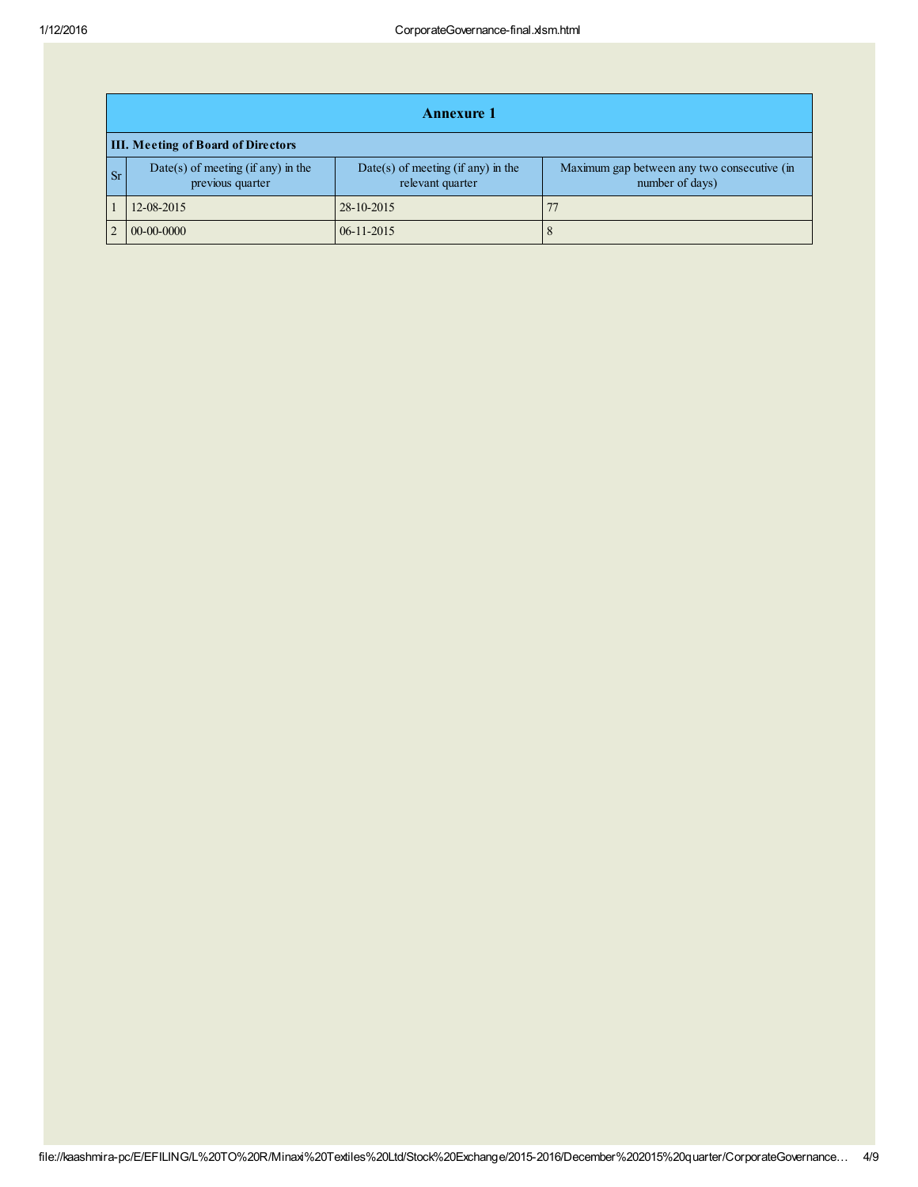## Annexure 1

### III. Meeting of Board of Directors

| Sr | Date(s) of meeting (if any) in the previous quarter | Date(s) of meeting (if any) in the relevant quarter | Maximum gap between any two consecutive (in number of days) |
|---|---|---|---|
| 1 | 12-08-2015 | 28-10-2015 | 77 |
| 2 | 00-00-0000 | 06-11-2015 | 8 |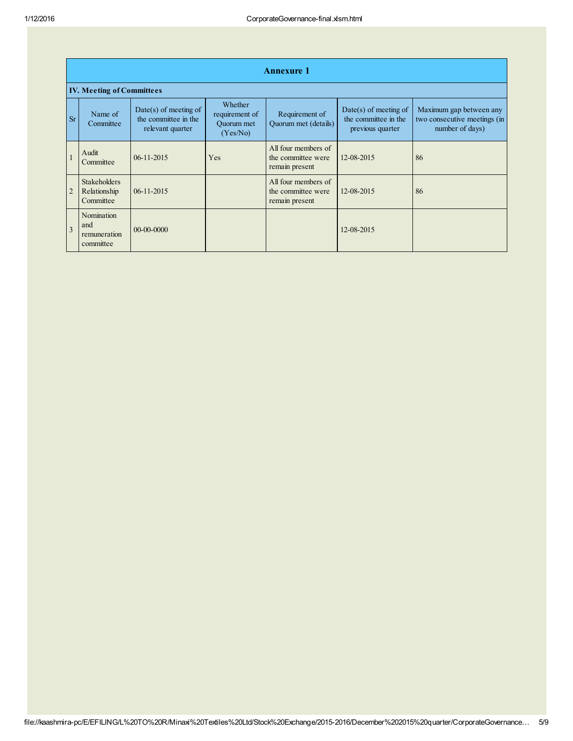## Annexure 1

### IV. Meeting of Committees

| Sr | Name of Committee | Date(s) of meeting of the committee in the relevant quarter | Whether requirement of Quorum met (Yes/No) | Requirement of Quorum met (details) | Date(s) of meeting of the committee in the previous quarter | Maximum gap between any two consecutive meetings (in number of days) |
|---|---|---|---|---|---|---|
| 1 | Audit Committee | 06-11-2015 | Yes | All four members of the committee were remain present | 12-08-2015 | 86 |
| 2 | Stakeholders Relationship Committee | 06-11-2015 | | All four members of the committee were remain present | 12-08-2015 | 86 |
| 3 | Nomination and remuneration committee | 00-00-0000 | | | 12-08-2015 | |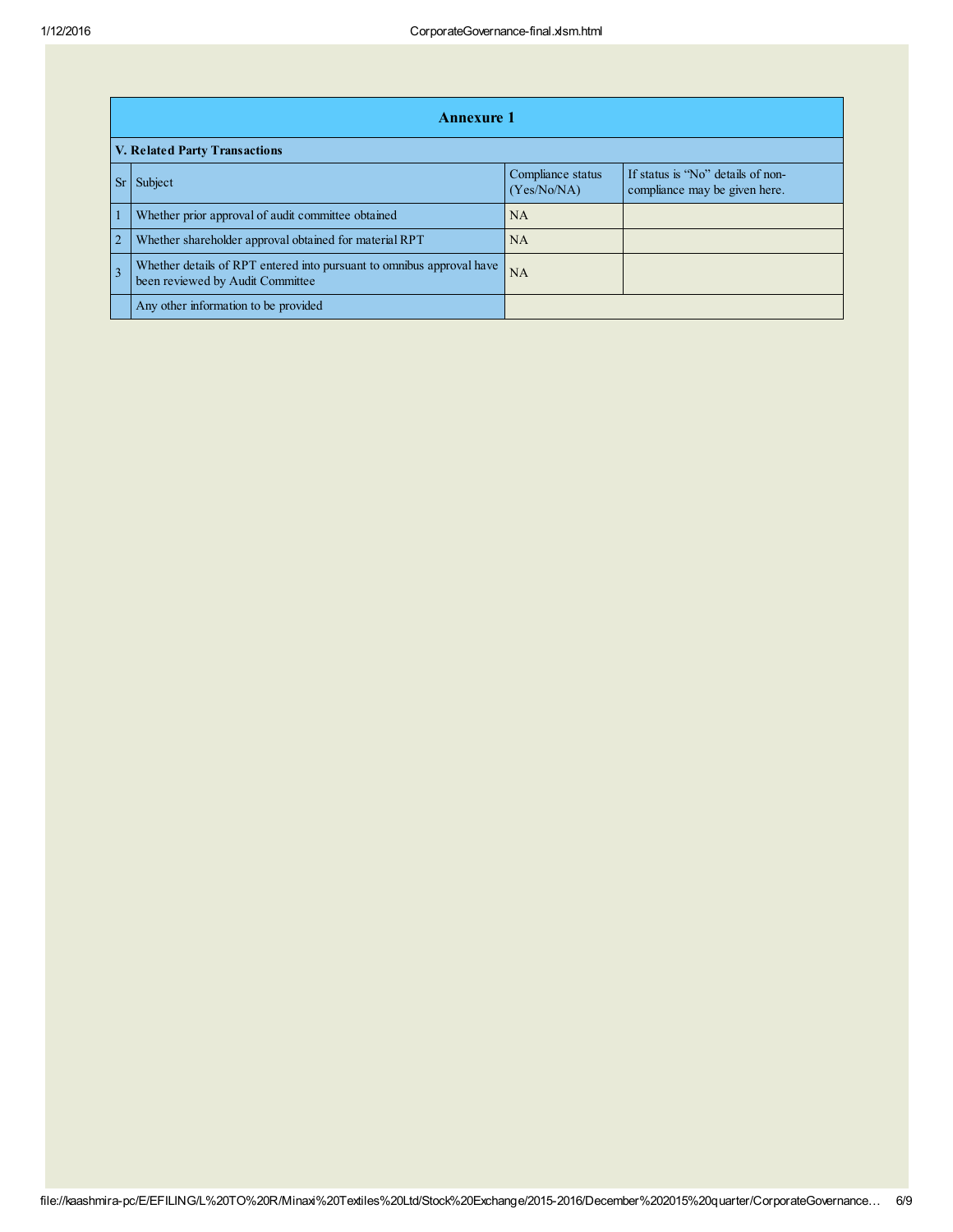## Annexure 1

### V. Related Party Transactions

| Sr | Subject | Compliance status (Yes/No/NA) | If status is "No" details of non-compliance may be given here. |
|---|---|---|---|
| 1 | Whether prior approval of audit committee obtained | NA | |
| 2 | Whether shareholder approval obtained for material RPT | NA | |
| 3 | Whether details of RPT entered into pursuant to omnibus approval have been reviewed by Audit Committee | NA | |
| | Any other information to be provided | | |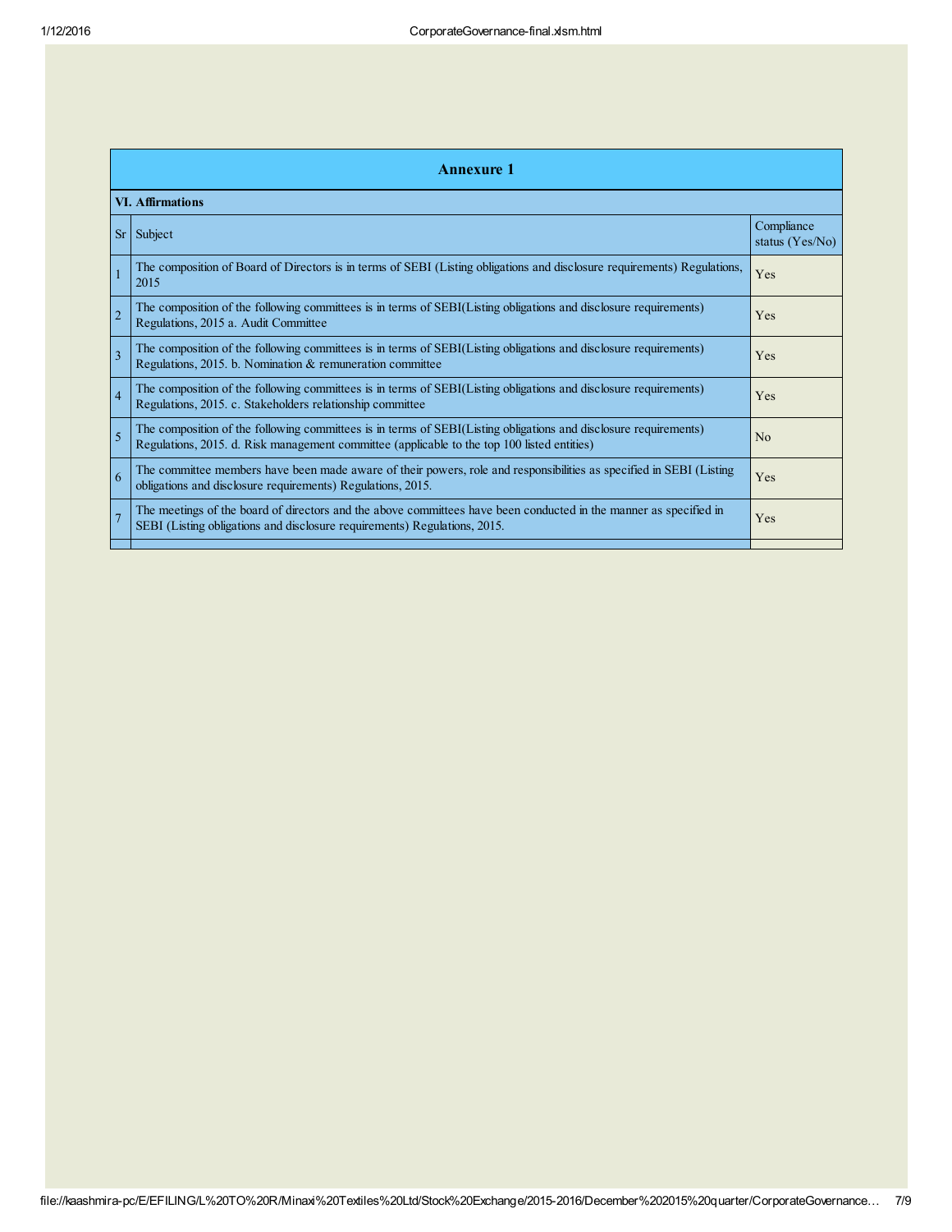## Annexure 1

**VI. Affirmations**

| Sr | Subject | Compliance status (Yes/No) |
|---|---|---|
| 1 | The composition of Board of Directors is in terms of SEBI (Listing obligations and disclosure requirements) Regulations, 2015 | Yes |
| 2 | The composition of the following committees is in terms of SEBI(Listing obligations and disclosure requirements) Regulations, 2015 a. Audit Committee | Yes |
| 3 | The composition of the following committees is in terms of SEBI(Listing obligations and disclosure requirements) Regulations, 2015. b. Nomination & remuneration committee | Yes |
| 4 | The composition of the following committees is in terms of SEBI(Listing obligations and disclosure requirements) Regulations, 2015. c. Stakeholders relationship committee | Yes |
| 5 | The composition of the following committees is in terms of SEBI(Listing obligations and disclosure requirements) Regulations, 2015. d. Risk management committee (applicable to the top 100 listed entities) | No |
| 6 | The committee members have been made aware of their powers, role and responsibilities as specified in SEBI (Listing obligations and disclosure requirements) Regulations, 2015. | Yes |
| 7 | The meetings of the board of directors and the above committees have been conducted in the manner as specified in SEBI (Listing obligations and disclosure requirements) Regulations, 2015. | Yes |
| | | |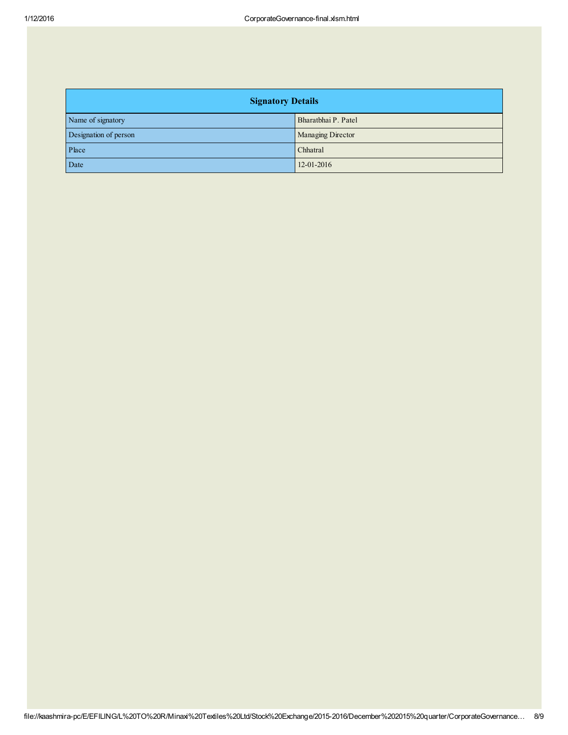| Signatory Details | |
|---|---|
| Name of signatory | Bharatbhai P. Patel |
| Designation of person | Managing Director |
| Place | Chhatral |
| Date | 12-01-2016 |